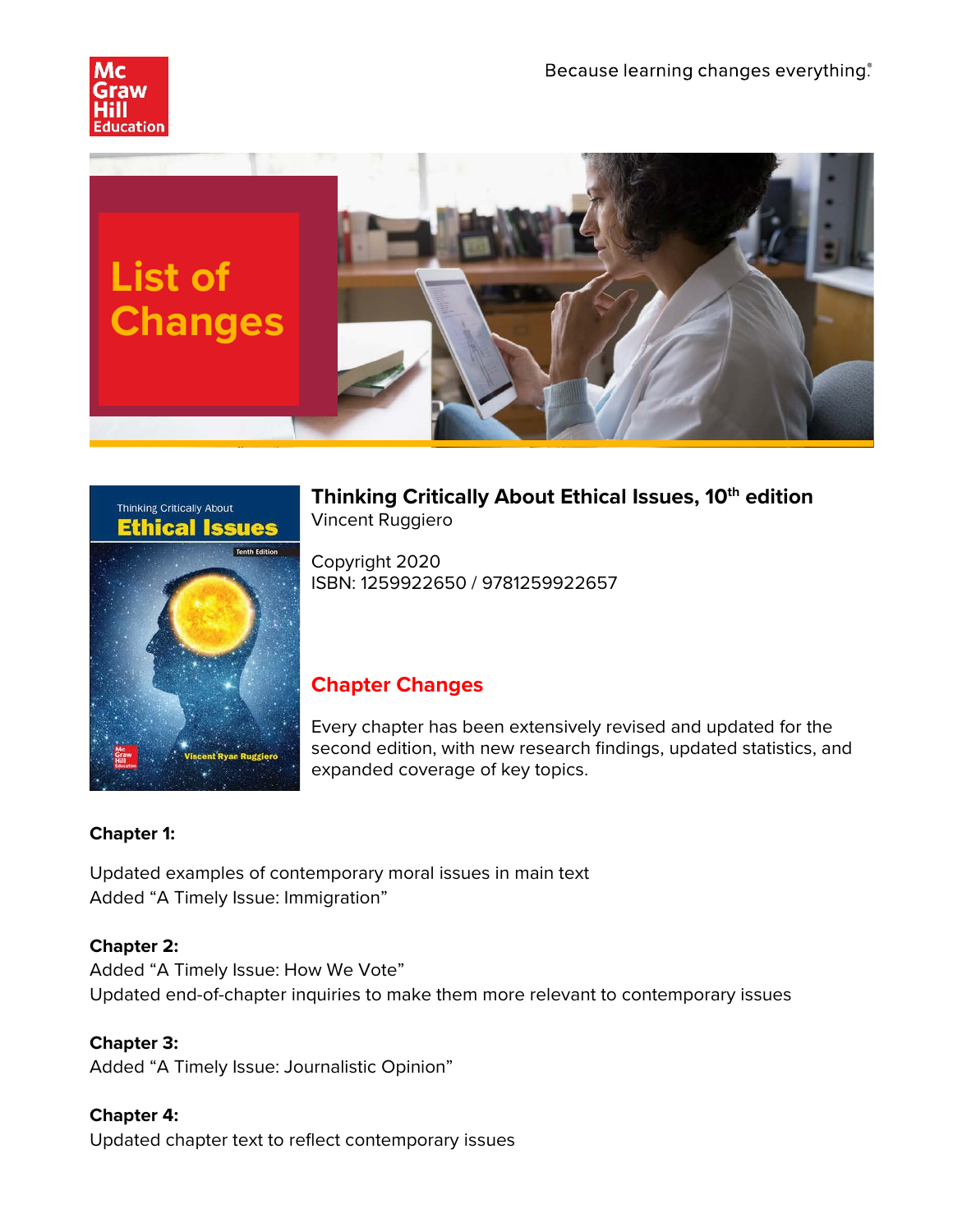Because learning changes everything.®

# List of Changes

## Thinking Critically About Ethical Issues, 10th edition

Vincent Ruggiero

Copyright 2020
ISBN: 1259922650 / 9781259922657

## Chapter Changes

Every chapter has been extensively revised and updated for the second edition, with new research findings, updated statistics, and expanded coverage of key topics.

**Chapter 1:**

Updated examples of contemporary moral issues in main text
Added “A Timely Issue: Immigration”

**Chapter 2:**
Added “A Timely Issue: How We Vote”
Updated end-of-chapter inquiries to make them more relevant to contemporary issues

**Chapter 3:**
Added “A Timely Issue: Journalistic Opinion”

**Chapter 4:**
Updated chapter text to reflect contemporary issues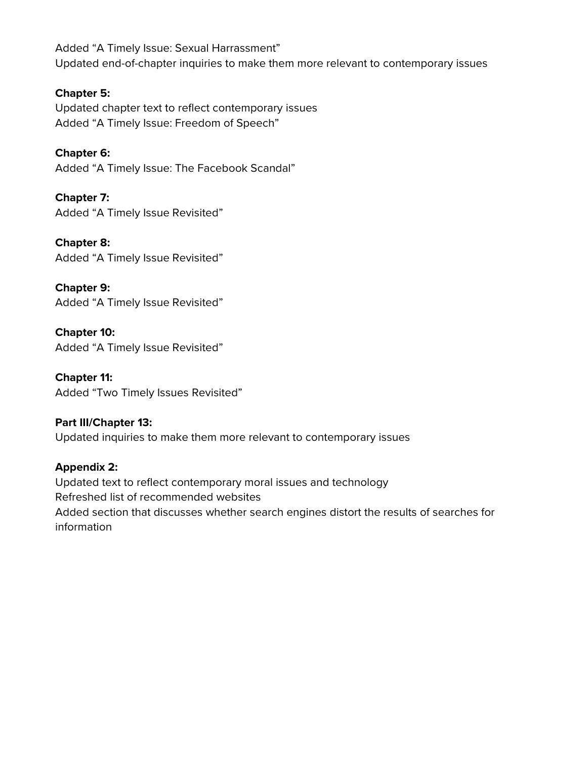Added "A Timely Issue: Sexual Harrassment"
Updated end-of-chapter inquiries to make them more relevant to contemporary issues

**Chapter 5:**
Updated chapter text to reflect contemporary issues
Added "A Timely Issue: Freedom of Speech"

**Chapter 6:**
Added "A Timely Issue: The Facebook Scandal"

**Chapter 7:**
Added "A Timely Issue Revisited"

**Chapter 8:**
Added "A Timely Issue Revisited"

**Chapter 9:**
Added "A Timely Issue Revisited"

**Chapter 10:**
Added "A Timely Issue Revisited"

**Chapter 11:**
Added "Two Timely Issues Revisited"

**Part III/Chapter 13:**
Updated inquiries to make them more relevant to contemporary issues

**Appendix 2:**
Updated text to reflect contemporary moral issues and technology
Refreshed list of recommended websites
Added section that discusses whether search engines distort the results of searches for information